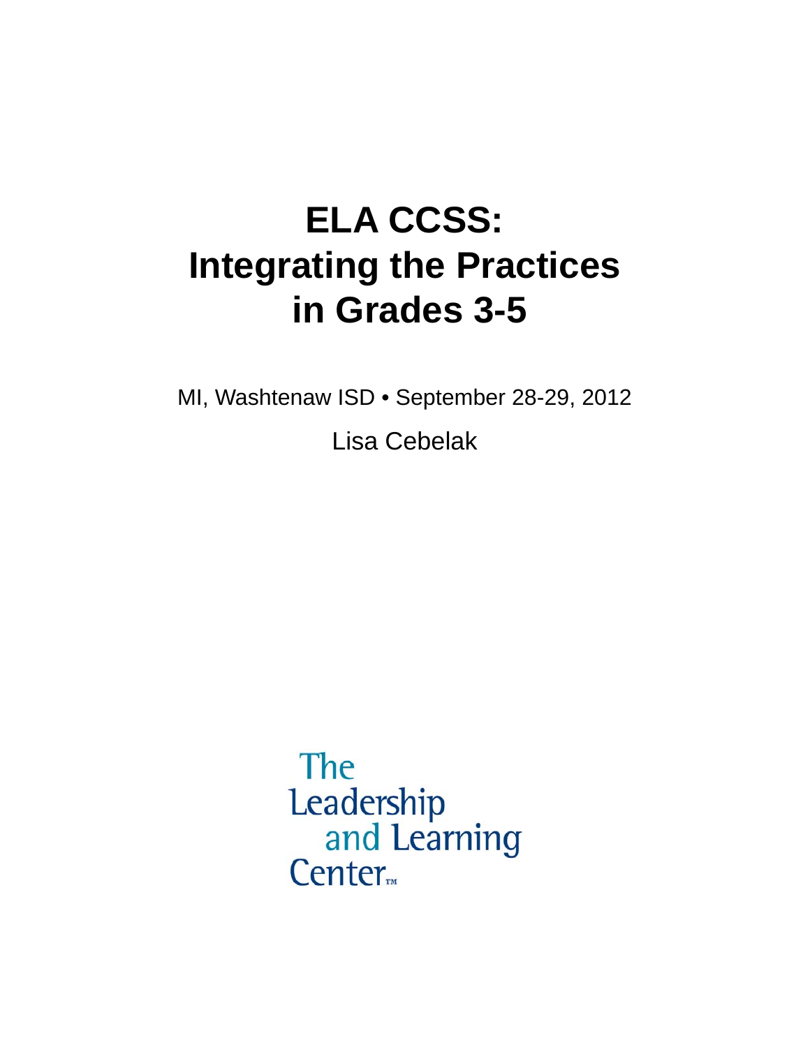# ELA CCSS: Integrating the Practices in Grades 3-5

MI, Washtenaw ISD • September 28-29, 2012

Lisa Cebelak

The Leadership and Learning Center™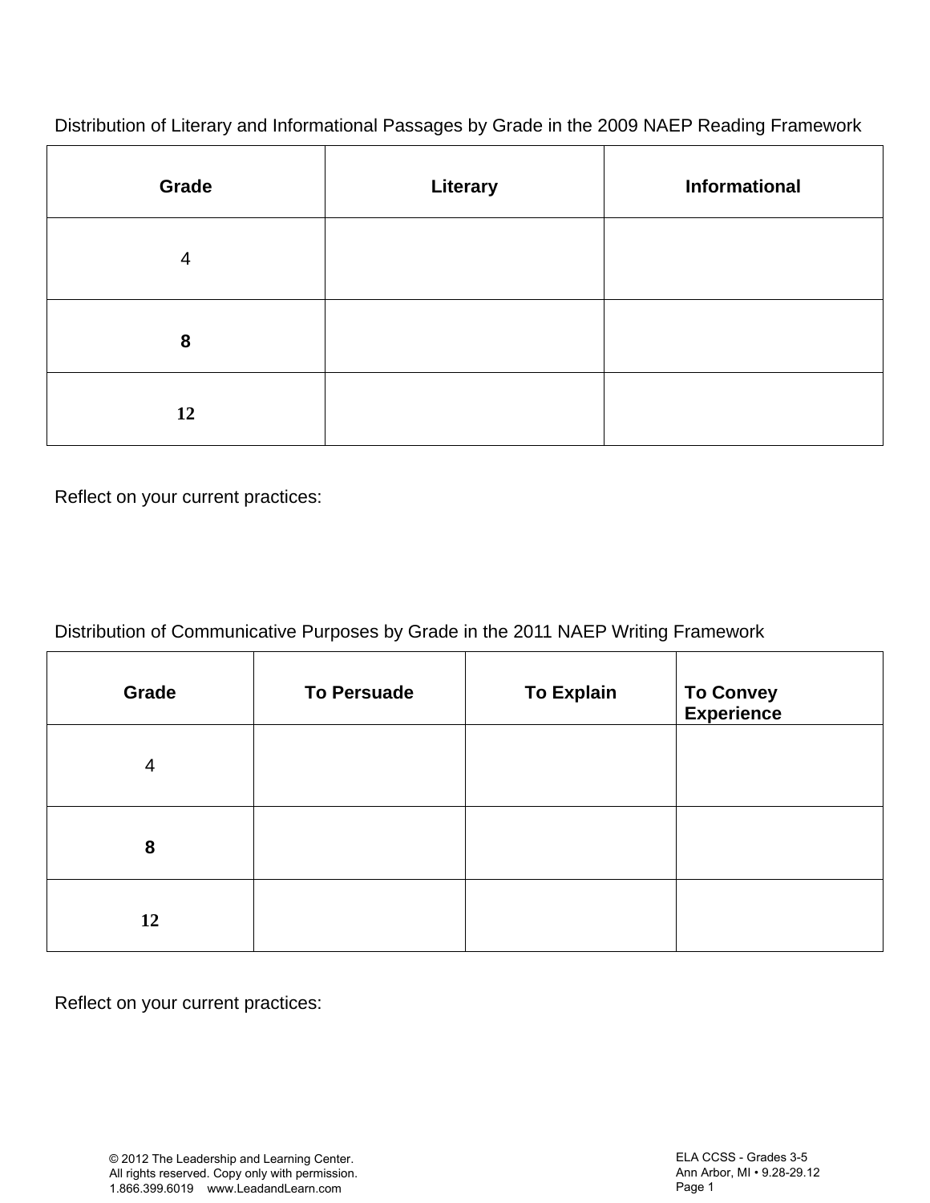Distribution of Literary and Informational Passages by Grade in the 2009 NAEP Reading Framework

| Grade | Literary | Informational |
|---|---|---|
| 4 | | |
| 8 | | |
| 12 | | |

Reflect on your current practices:

Distribution of Communicative Purposes by Grade in the 2011 NAEP Writing Framework

| Grade | To Persuade | To Explain | To Convey Experience |
|---|---|---|---|
| 4 | | | |
| 8 | | | |
| 12 | | | |

Reflect on your current practices: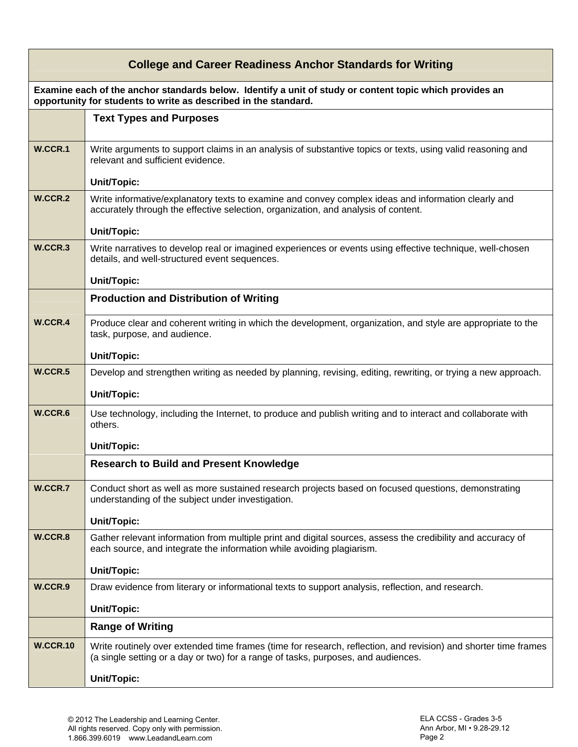| College and Career Readiness Anchor Standards for Writing | |
|---|---|
| **Examine each of the anchor standards below. Identify a unit of study or content topic which provides an opportunity for students to write as described in the standard.** | |
| | **Text Types and Purposes** |
| **W.CCR.1** | Write arguments to support claims in an analysis of substantive topics or texts, using valid reasoning and relevant and sufficient evidence.<br><br>**Unit/Topic:** |
| **W.CCR.2** | Write informative/explanatory texts to examine and convey complex ideas and information clearly and accurately through the effective selection, organization, and analysis of content.<br><br>**Unit/Topic:** |
| **W.CCR.3** | Write narratives to develop real or imagined experiences or events using effective technique, well-chosen details, and well-structured event sequences.<br><br>**Unit/Topic:** |
| | **Production and Distribution of Writing** |
| **W.CCR.4** | Produce clear and coherent writing in which the development, organization, and style are appropriate to the task, purpose, and audience.<br><br>**Unit/Topic:** |
| **W.CCR.5** | Develop and strengthen writing as needed by planning, revising, editing, rewriting, or trying a new approach.<br><br>**Unit/Topic:** |
| **W.CCR.6** | Use technology, including the Internet, to produce and publish writing and to interact and collaborate with others.<br><br>**Unit/Topic:** |
| | **Research to Build and Present Knowledge** |
| **W.CCR.7** | Conduct short as well as more sustained research projects based on focused questions, demonstrating understanding of the subject under investigation.<br><br>**Unit/Topic:** |
| **W.CCR.8** | Gather relevant information from multiple print and digital sources, assess the credibility and accuracy of each source, and integrate the information while avoiding plagiarism.<br><br>**Unit/Topic:** |
| **W.CCR.9** | Draw evidence from literary or informational texts to support analysis, reflection, and research.<br><br>**Unit/Topic:** |
| | **Range of Writing** |
| **W.CCR.10** | Write routinely over extended time frames (time for research, reflection, and revision) and shorter time frames (a single setting or a day or two) for a range of tasks, purposes, and audiences.<br><br>**Unit/Topic:** |

© 2012 The Leadership and Learning Center.
All rights reserved. Copy only with permission.
1.866.399.6019 www.LeadandLearn.com

ELA CCSS - Grades 3-5
Ann Arbor, MI • 9.28-29.12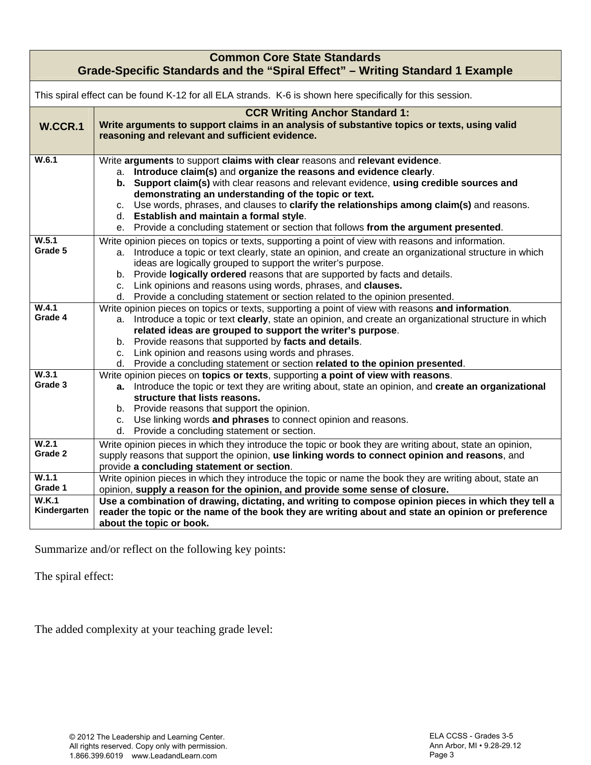| Common Core State Standards<br>Grade-Specific Standards and the "Spiral Effect" – Writing Standard 1 Example | |
|---|---|
| This spiral effect can be found K-12 for all ELA strands. K-6 is shown here specifically for this session. | |
| **W.CCR.1** | **CCR Writing Anchor Standard 1:**<br>**Write arguments to support claims in an analysis of substantive topics or texts, using valid reasoning and relevant and sufficient evidence.** |
| W.6.1 | Write **arguments** to support **claims with clear** reasons and **relevant evidence**.<br>a. **Introduce claim(s)** and **organize the reasons and evidence clearly**.<br>**b. Support claim(s)** with clear reasons and relevant evidence, **using credible sources and demonstrating an understanding of the topic or text.**<br>c. Use words, phrases, and clauses to **clarify the relationships among claim(s)** and reasons.<br>d. **Establish and maintain a formal style**.<br>e. Provide a concluding statement or section that follows **from the argument presented**. |
| W.5.1<br>Grade 5 | Write opinion pieces on topics or texts, supporting a point of view with reasons and information.<br>a. Introduce a topic or text clearly, state an opinion, and create an organizational structure in which ideas are logically grouped to support the writer's purpose.<br>b. Provide **logically ordered** reasons that are supported by facts and details.<br>c. Link opinions and reasons using words, phrases, and **clauses.**<br>d. Provide a concluding statement or section related to the opinion presented. |
| W.4.1<br>Grade 4 | Write opinion pieces on topics or texts, supporting a point of view with reasons **and information**.<br>a. Introduce a topic or text **clearly**, state an opinion, and create an organizational structure in which **related ideas are grouped to support the writer's purpose**.<br>b. Provide reasons that supported by **facts and details**.<br>c. Link opinion and reasons using words and phrases.<br>d. Provide a concluding statement or section **related to the opinion presented**. |
| W.3.1<br>Grade 3 | Write opinion pieces on **topics or texts**, supporting **a point of view with reasons**.<br>**a.** Introduce the topic or text they are writing about, state an opinion, and **create an organizational structure that lists reasons.**<br>b. Provide reasons that support the opinion.<br>c. Use linking words **and phrases** to connect opinion and reasons.<br>d. Provide a concluding statement or section. |
| W.2.1<br>Grade 2 | Write opinion pieces in which they introduce the topic or book they are writing about, state an opinion, supply reasons that support the opinion, **use linking words to connect opinion and reasons**, and provide **a concluding statement or section**. |
| W.1.1<br>Grade 1 | Write opinion pieces in which they introduce the topic or name the book they are writing about, state an opinion, **supply a reason for the opinion, and provide some sense of closure.** |
| W.K.1<br>Kindergarten | **Use a combination of drawing, dictating, and writing to compose opinion pieces in which they tell a reader the topic or the name of the book they are writing about and state an opinion or preference about the topic or book.** |

Summarize and/or reflect on the following key points:

The spiral effect:

The added complexity at your teaching grade level: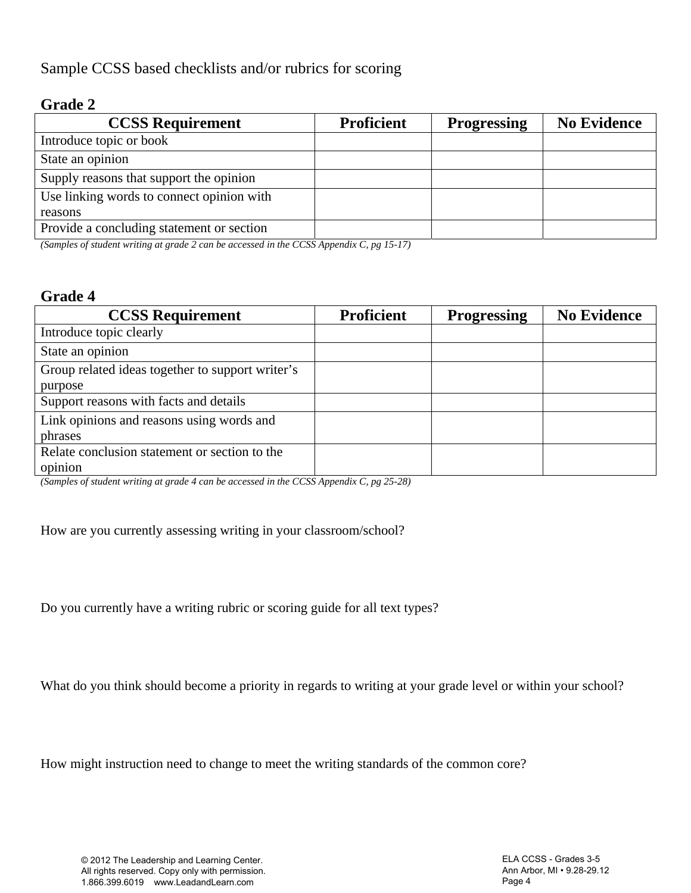Sample CCSS based checklists and/or rubrics for scoring

**Grade 2**

| CCSS Requirement | Proficient | Progressing | No Evidence |
|---|---|---|---|
| Introduce topic or book | | | |
| State an opinion | | | |
| Supply reasons that support the opinion | | | |
| Use linking words to connect opinion with reasons | | | |
| Provide a concluding statement or section | | | |

*(Samples of student writing at grade 2 can be accessed in the CCSS Appendix C, pg 15-17)*

**Grade 4**

| CCSS Requirement | Proficient | Progressing | No Evidence |
|---|---|---|---|
| Introduce topic clearly | | | |
| State an opinion | | | |
| Group related ideas together to support writer's purpose | | | |
| Support reasons with facts and details | | | |
| Link opinions and reasons using words and phrases | | | |
| Relate conclusion statement or section to the opinion | | | |

*(Samples of student writing at grade 4 can be accessed in the CCSS Appendix C, pg 25-28)*

How are you currently assessing writing in your classroom/school?

Do you currently have a writing rubric or scoring guide for all text types?

What do you think should become a priority in regards to writing at your grade level or within your school?

How might instruction need to change to meet the writing standards of the common core?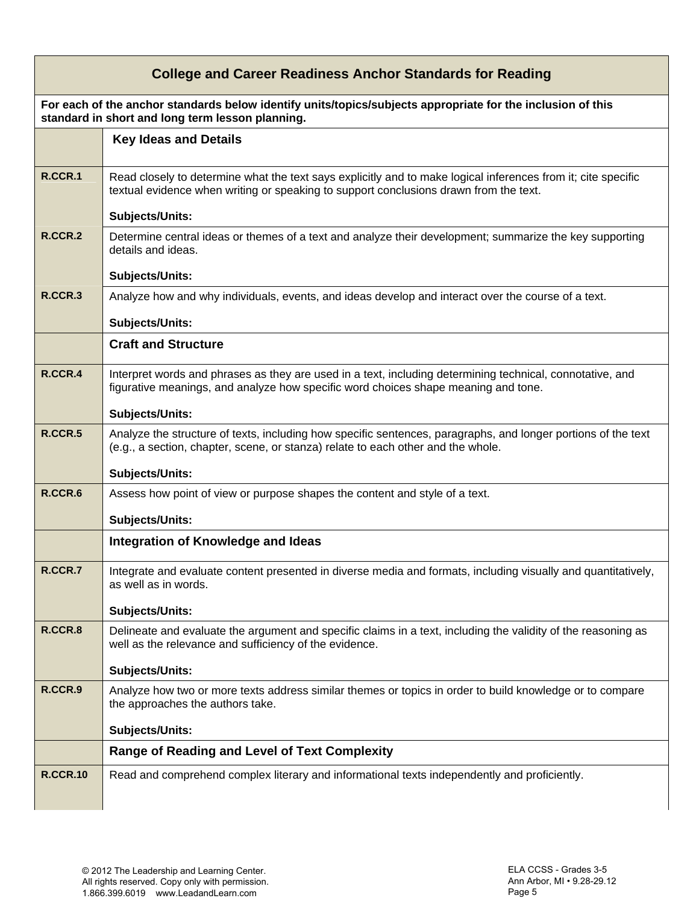| College and Career Readiness Anchor Standards for Reading | |
|---|---|
| **For each of the anchor standards below identify units/topics/subjects appropriate for the inclusion of this standard in short and long term lesson planning.** | |
| | **Key Ideas and Details** |
| **R.CCR.1** | Read closely to determine what the text says explicitly and to make logical inferences from it; cite specific textual evidence when writing or speaking to support conclusions drawn from the text.<br><br>**Subjects/Units:** |
| **R.CCR.2** | Determine central ideas or themes of a text and analyze their development; summarize the key supporting details and ideas.<br><br>**Subjects/Units:** |
| **R.CCR.3** | Analyze how and why individuals, events, and ideas develop and interact over the course of a text.<br><br>**Subjects/Units:** |
| | **Craft and Structure** |
| **R.CCR.4** | Interpret words and phrases as they are used in a text, including determining technical, connotative, and figurative meanings, and analyze how specific word choices shape meaning and tone.<br><br>**Subjects/Units:** |
| **R.CCR.5** | Analyze the structure of texts, including how specific sentences, paragraphs, and longer portions of the text (e.g., a section, chapter, scene, or stanza) relate to each other and the whole.<br><br>**Subjects/Units:** |
| **R.CCR.6** | Assess how point of view or purpose shapes the content and style of a text.<br><br>**Subjects/Units:** |
| | **Integration of Knowledge and Ideas** |
| **R.CCR.7** | Integrate and evaluate content presented in diverse media and formats, including visually and quantitatively, as well as in words.<br><br>**Subjects/Units:** |
| **R.CCR.8** | Delineate and evaluate the argument and specific claims in a text, including the validity of the reasoning as well as the relevance and sufficiency of the evidence.<br><br>**Subjects/Units:** |
| **R.CCR.9** | Analyze how two or more texts address similar themes or topics in order to build knowledge or to compare the approaches the authors take.<br><br>**Subjects/Units:** |
| | **Range of Reading and Level of Text Complexity** |
| **R.CCR.10** | Read and comprehend complex literary and informational texts independently and proficiently. |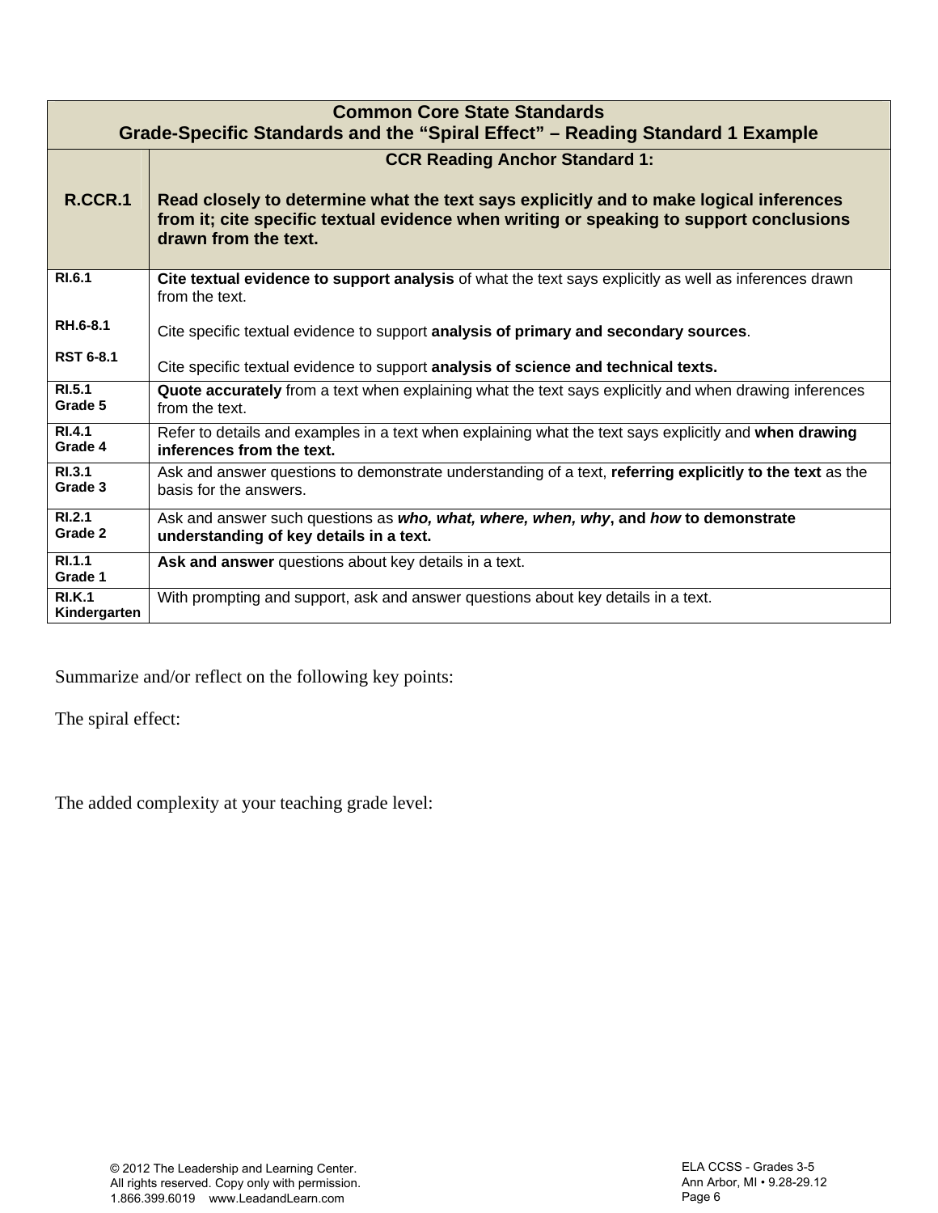| Common Core State Standards<br>Grade-Specific Standards and the "Spiral Effect" – Reading Standard 1 Example | |
|---|---|
| **R.CCR.1** | **CCR Reading Anchor Standard 1:**<br><br>**Read closely to determine what the text says explicitly and to make logical inferences from it; cite specific textual evidence when writing or speaking to support conclusions drawn from the text.** |
| **RI.6.1**<br><br>**RH.6-8.1**<br><br>**RST 6-8.1** | **Cite textual evidence to support analysis** of what the text says explicitly as well as inferences drawn from the text.<br><br>Cite specific textual evidence to support **analysis of primary and secondary sources**.<br><br>Cite specific textual evidence to support **analysis of science and technical texts.** |
| **RI.5.1**<br>**Grade 5** | **Quote accurately** from a text when explaining what the text says explicitly and when drawing inferences from the text. |
| **RI.4.1**<br>**Grade 4** | Refer to details and examples in a text when explaining what the text says explicitly and **when drawing inferences from the text.** |
| **RI.3.1**<br>**Grade 3** | Ask and answer questions to demonstrate understanding of a text, **referring explicitly to the text** as the basis for the answers. |
| **RI.2.1**<br>**Grade 2** | Ask and answer such questions as ***who, what, where, when, why***, **and *how* to demonstrate understanding of key details in a text.** |
| **RI.1.1**<br>**Grade 1** | **Ask and answer** questions about key details in a text. |
| **RI.K.1**<br>**Kindergarten** | With prompting and support, ask and answer questions about key details in a text. |

Summarize and/or reflect on the following key points:

The spiral effect:

The added complexity at your teaching grade level: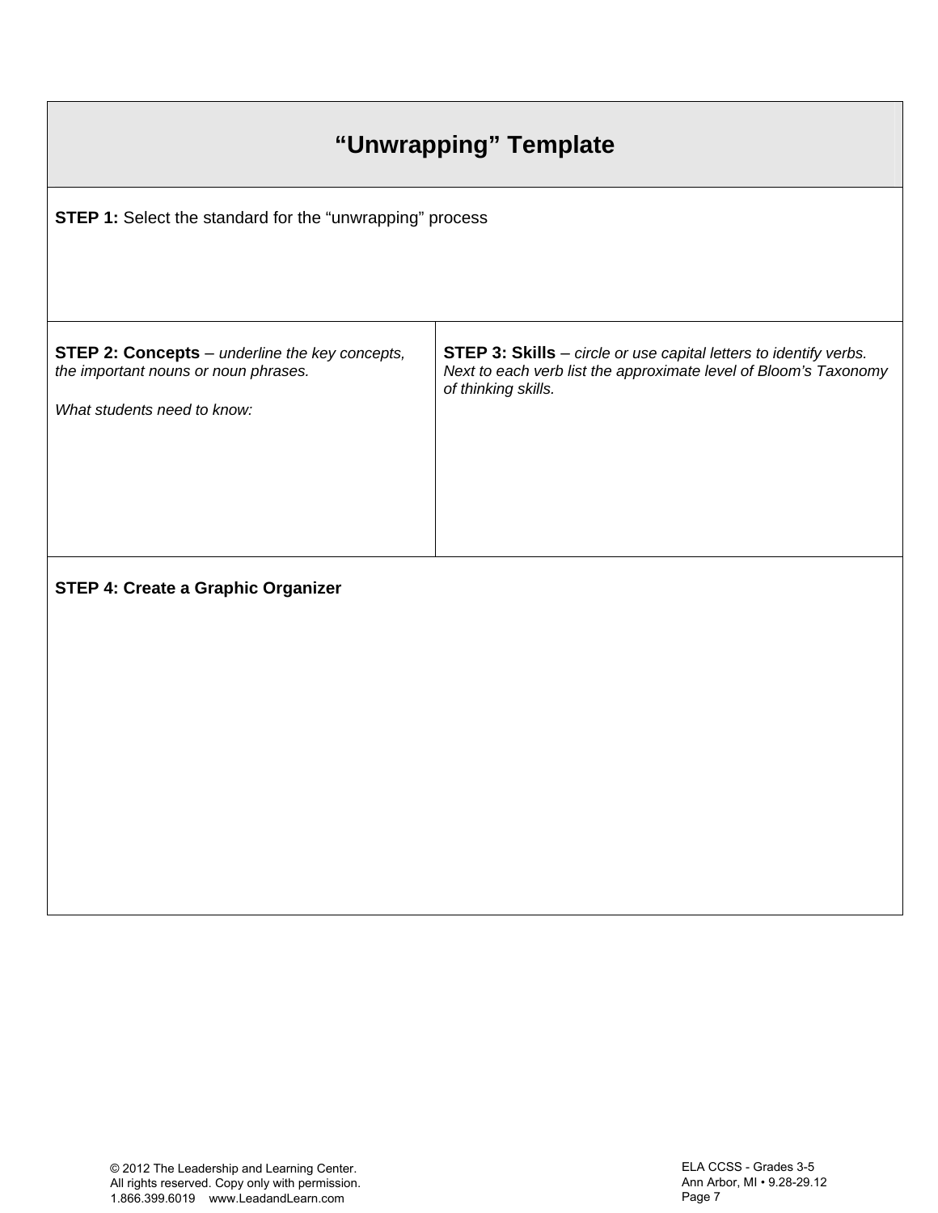# "Unwrapping" Template

**STEP 1:** Select the standard for the "unwrapping" process

| **STEP 2: Concepts** – *underline the key concepts, the important nouns or noun phrases.*<br><br>*What students need to know:* | **STEP 3: Skills** – *circle or use capital letters to identify verbs. Next to each verb list the approximate level of Bloom's Taxonomy of thinking skills.* |
|---|---|

**STEP 4: Create a Graphic Organizer**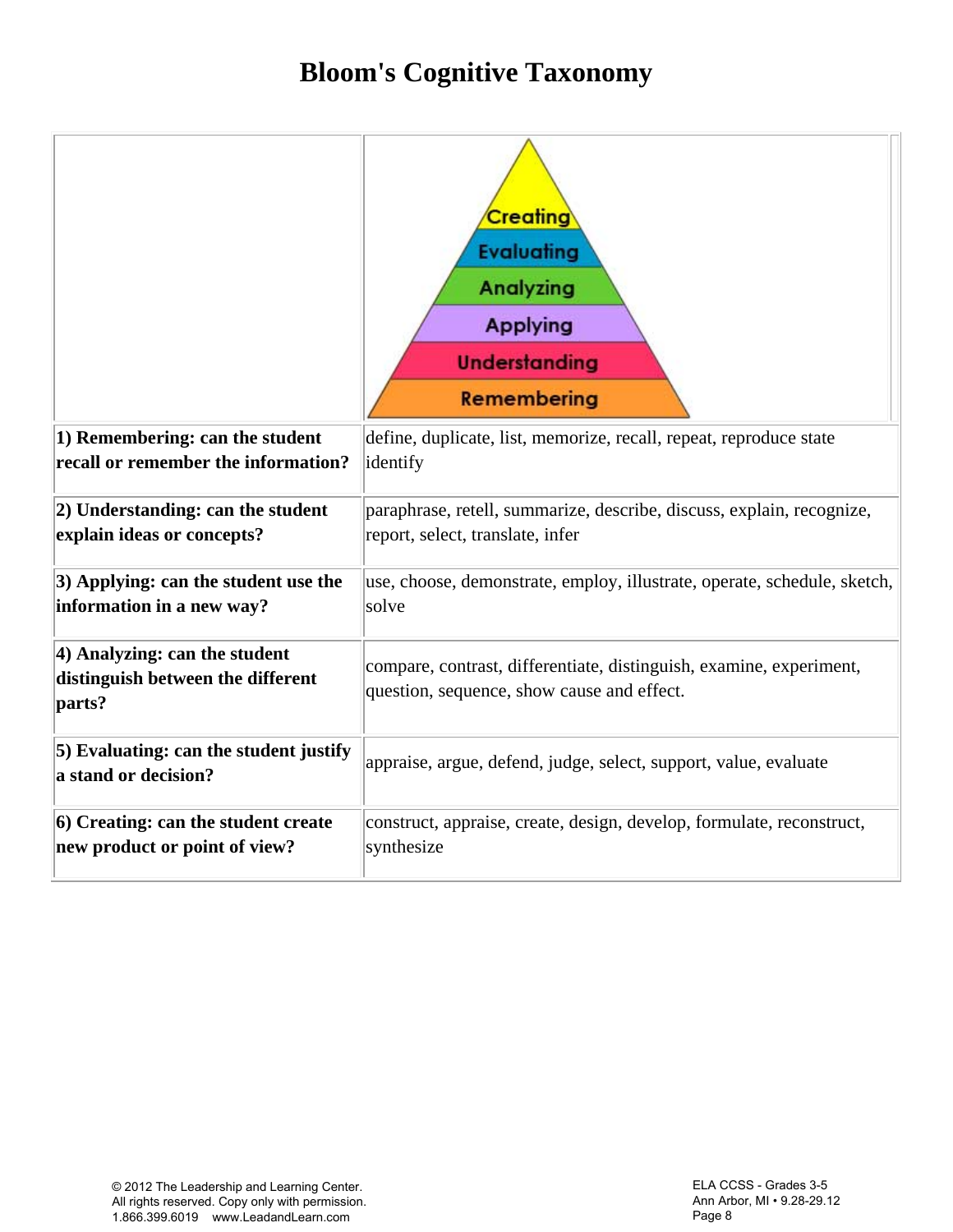# Bloom's Cognitive Taxonomy

| | Creating / Evaluating / Analyzing / Applying / Understanding / Remembering |
|---|---|
| **1) Remembering: can the student recall or remember the information?** | define, duplicate, list, memorize, recall, repeat, reproduce state identify |
| **2) Understanding: can the student explain ideas or concepts?** | paraphrase, retell, summarize, describe, discuss, explain, recognize, report, select, translate, infer |
| **3) Applying: can the student use the information in a new way?** | use, choose, demonstrate, employ, illustrate, operate, schedule, sketch, solve |
| **4) Analyzing: can the student distinguish between the different parts?** | compare, contrast, differentiate, distinguish, examine, experiment, question, sequence, show cause and effect. |
| **5) Evaluating: can the student justify a stand or decision?** | appraise, argue, defend, judge, select, support, value, evaluate |
| **6) Creating: can the student create new product or point of view?** | construct, appraise, create, design, develop, formulate, reconstruct, synthesize |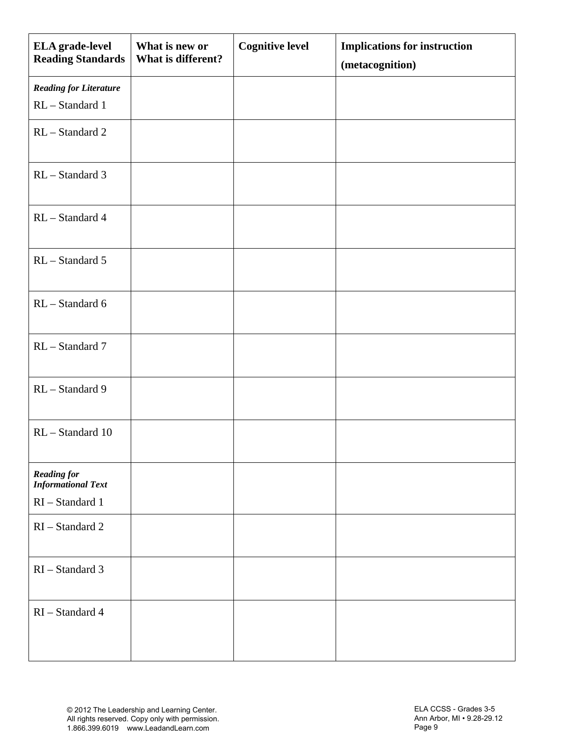| ELA grade-level Reading Standards | What is new or What is different? | Cognitive level | Implications for instruction (metacognition) |
|---|---|---|---|
| ***Reading for Literature*** RL – Standard 1 | | | |
| RL – Standard 2 | | | |
| RL – Standard 3 | | | |
| RL – Standard 4 | | | |
| RL – Standard 5 | | | |
| RL – Standard 6 | | | |
| RL – Standard 7 | | | |
| RL – Standard 9 | | | |
| RL – Standard 10 | | | |
| ***Reading for Informational Text*** RI – Standard 1 | | | |
| RI – Standard 2 | | | |
| RI – Standard 3 | | | |
| RI – Standard 4 | | | |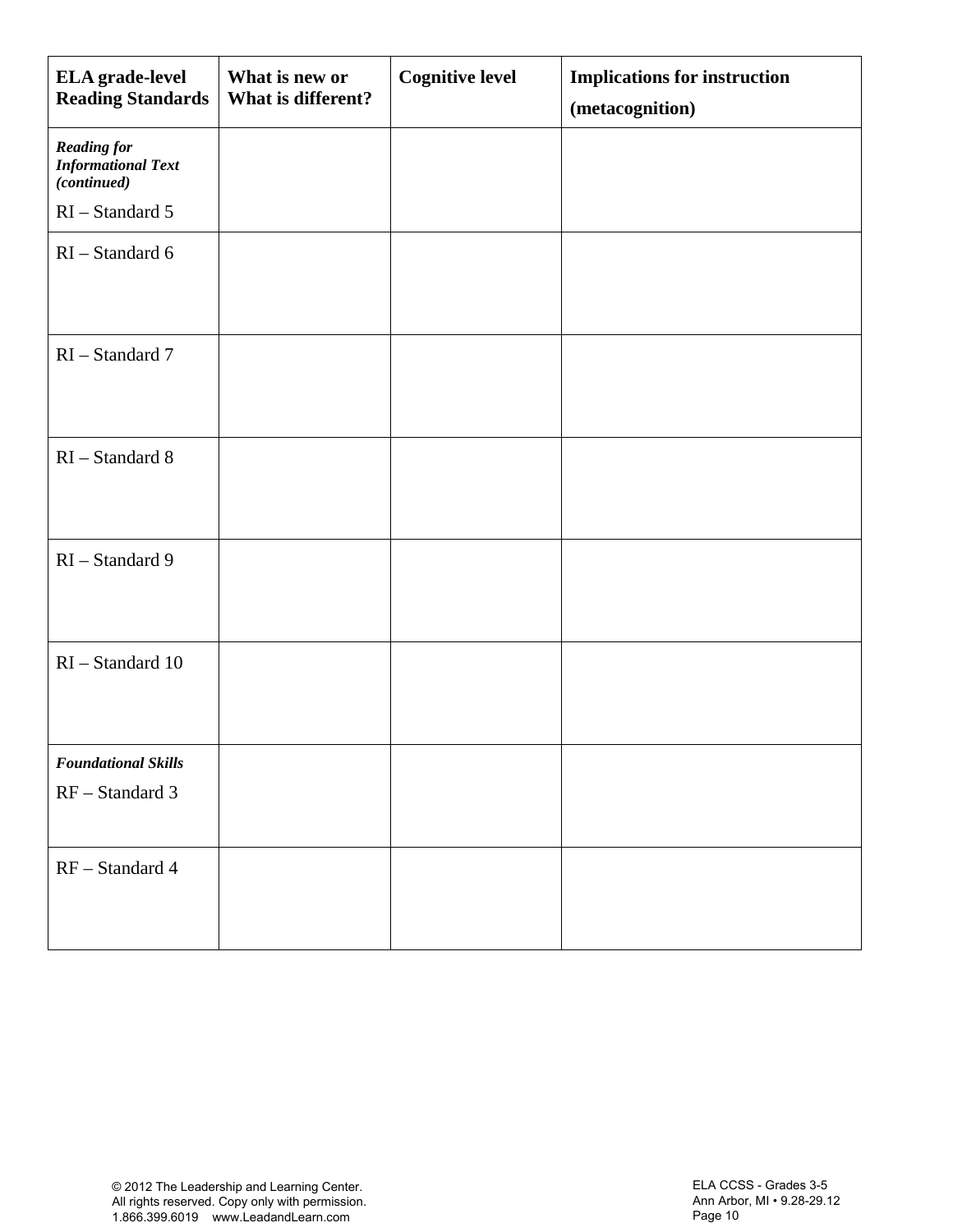| **ELA grade-level Reading Standards** | **What is new or What is different?** | **Cognitive level** | **Implications for instruction (metacognition)** |
|---|---|---|---|
| ***Reading for Informational Text (continued)*** RI – Standard 5 | | | |
| RI – Standard 6 | | | |
| RI – Standard 7 | | | |
| RI – Standard 8 | | | |
| RI – Standard 9 | | | |
| RI – Standard 10 | | | |
| ***Foundational Skills*** RF – Standard 3 | | | |
| RF – Standard 4 | | | |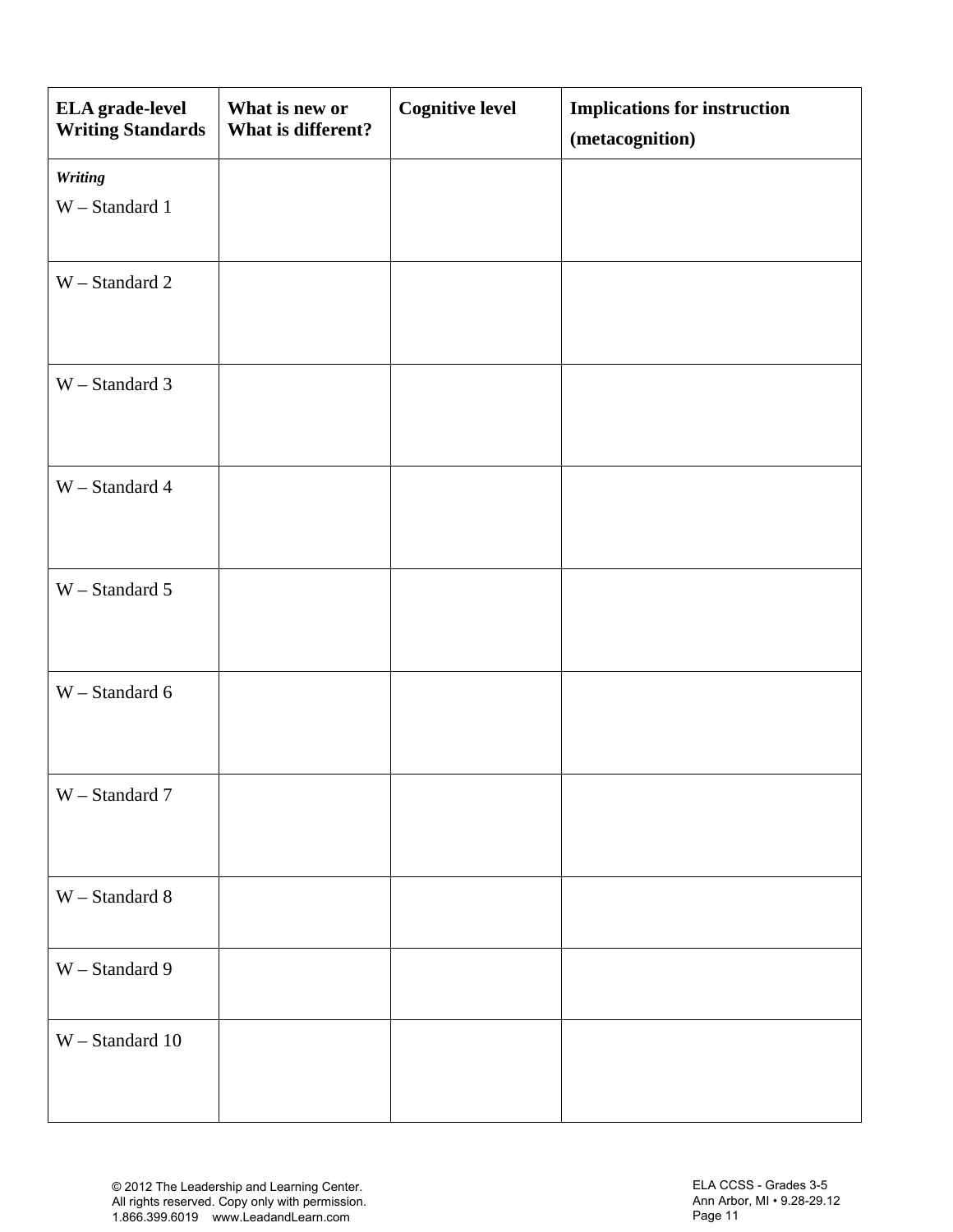| ELA grade-level Writing Standards | What is new or What is different? | Cognitive level | Implications for instruction (metacognition) |
|---|---|---|---|
| *Writing* W – Standard 1 | | | |
| W – Standard 2 | | | |
| W – Standard 3 | | | |
| W – Standard 4 | | | |
| W – Standard 5 | | | |
| W – Standard 6 | | | |
| W – Standard 7 | | | |
| W – Standard 8 | | | |
| W – Standard 9 | | | |
| W – Standard 10 | | | |

© 2012 The Leadership and Learning Center.
All rights reserved. Copy only with permission.
1.866.399.6019 www.LeadandLearn.com

ELA CCSS - Grades 3-5
Ann Arbor, MI • 9.28-29.12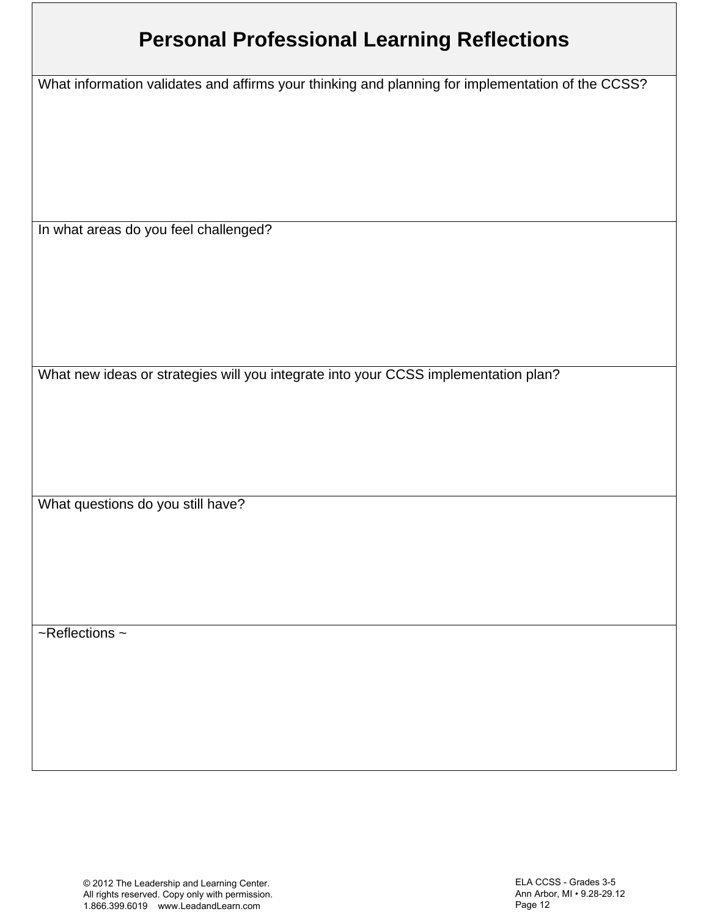# Personal Professional Learning Reflections

What information validates and affirms your thinking and planning for implementation of the CCSS?

In what areas do you feel challenged?

What new ideas or strategies will you integrate into your CCSS implementation plan?

What questions do you still have?

~Reflections ~